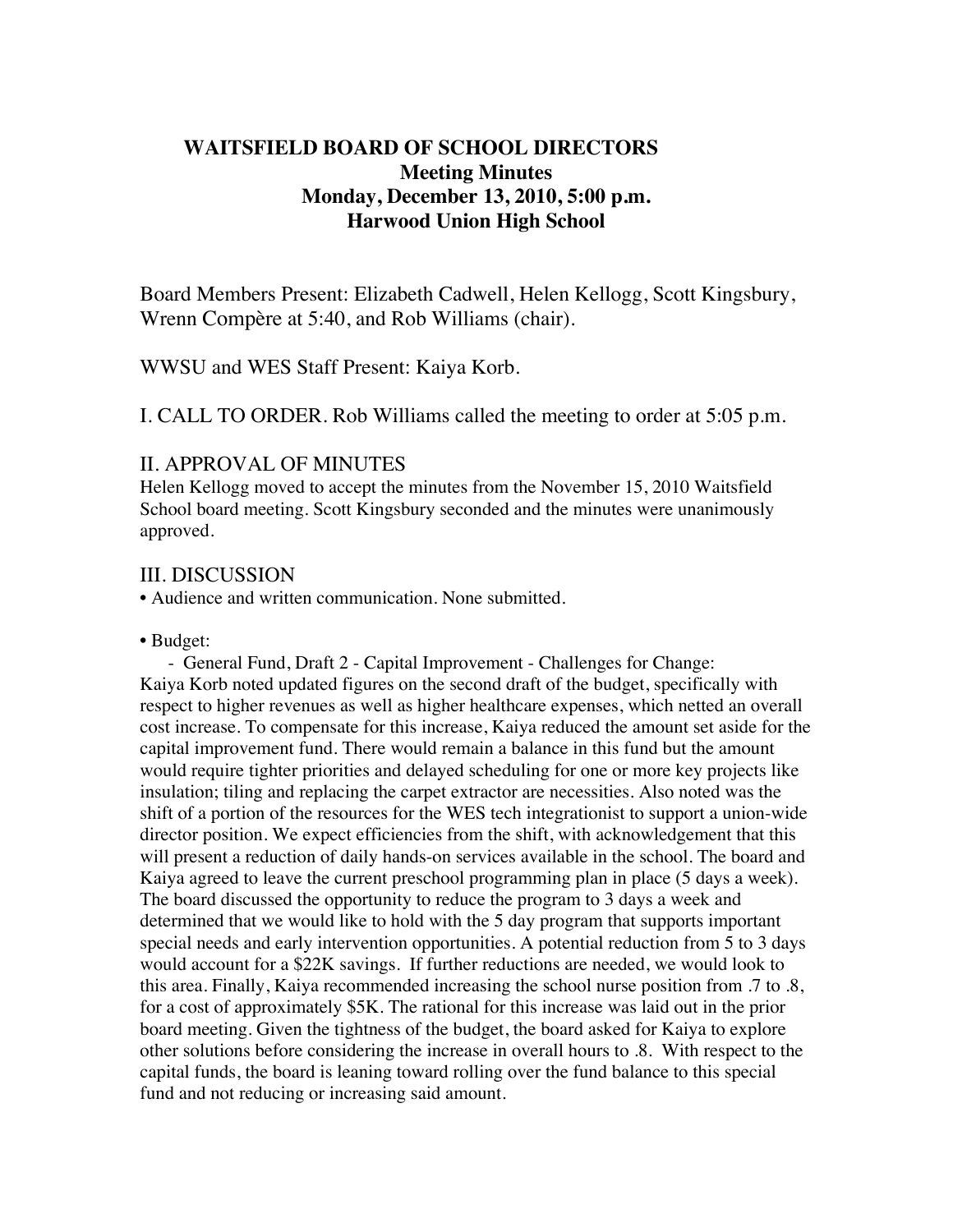# WAITSFIELD BOARD OF SCHOOL DIRECTORS
## Meeting Minutes
## Monday, December 13, 2010, 5:00 p.m.
## Harwood Union High School

Board Members Present: Elizabeth Cadwell, Helen Kellogg, Scott Kingsbury, Wrenn Compère at 5:40, and Rob Williams (chair).

WWSU and WES Staff Present: Kaiya Korb.

I. CALL TO ORDER. Rob Williams called the meeting to order at 5:05 p.m.

## II. APPROVAL OF MINUTES

Helen Kellogg moved to accept the minutes from the November 15, 2010 Waitsfield School board meeting. Scott Kingsbury seconded and the minutes were unanimously approved.

## III. DISCUSSION

• Audience and written communication. None submitted.

• Budget:

- General Fund, Draft 2 - Capital Improvement - Challenges for Change:

Kaiya Korb noted updated figures on the second draft of the budget, specifically with respect to higher revenues as well as higher healthcare expenses, which netted an overall cost increase. To compensate for this increase, Kaiya reduced the amount set aside for the capital improvement fund. There would remain a balance in this fund but the amount would require tighter priorities and delayed scheduling for one or more key projects like insulation; tiling and replacing the carpet extractor are necessities. Also noted was the shift of a portion of the resources for the WES tech integrationist to support a union-wide director position. We expect efficiencies from the shift, with acknowledgement that this will present a reduction of daily hands-on services available in the school. The board and Kaiya agreed to leave the current preschool programming plan in place (5 days a week). The board discussed the opportunity to reduce the program to 3 days a week and determined that we would like to hold with the 5 day program that supports important special needs and early intervention opportunities. A potential reduction from 5 to 3 days would account for a $22K savings. If further reductions are needed, we would look to this area. Finally, Kaiya recommended increasing the school nurse position from .7 to .8, for a cost of approximately $5K. The rational for this increase was laid out in the prior board meeting. Given the tightness of the budget, the board asked for Kaiya to explore other solutions before considering the increase in overall hours to .8. With respect to the capital funds, the board is leaning toward rolling over the fund balance to this special fund and not reducing or increasing said amount.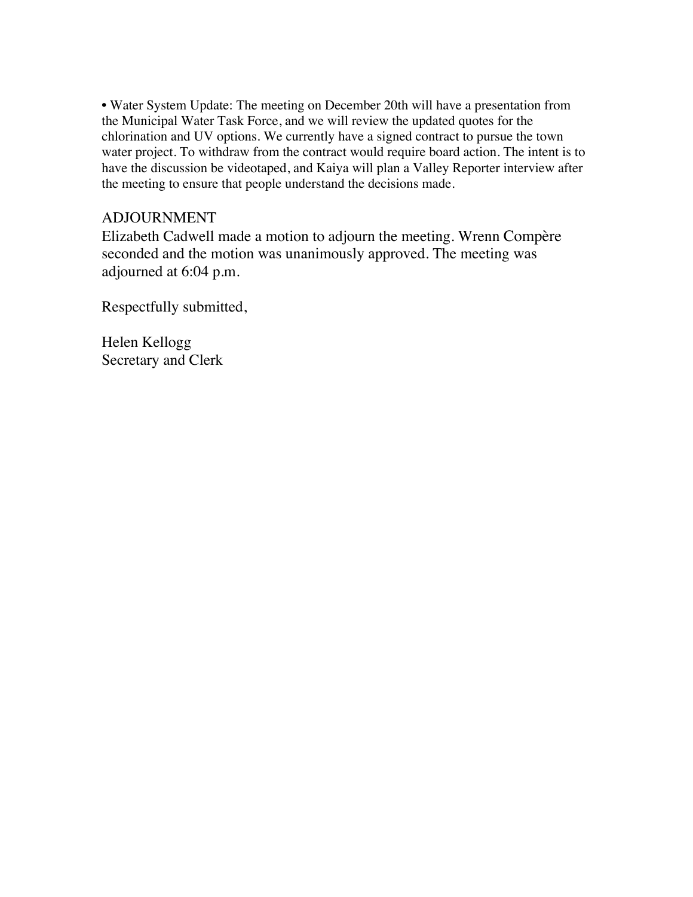• Water System Update: The meeting on December 20th will have a presentation from the Municipal Water Task Force, and we will review the updated quotes for the chlorination and UV options. We currently have a signed contract to pursue the town water project. To withdraw from the contract would require board action. The intent is to have the discussion be videotaped, and Kaiya will plan a Valley Reporter interview after the meeting to ensure that people understand the decisions made.

ADJOURNMENT

Elizabeth Cadwell made a motion to adjourn the meeting. Wrenn Compère seconded and the motion was unanimously approved. The meeting was adjourned at 6:04 p.m.

Respectfully submitted,

Helen Kellogg
Secretary and Clerk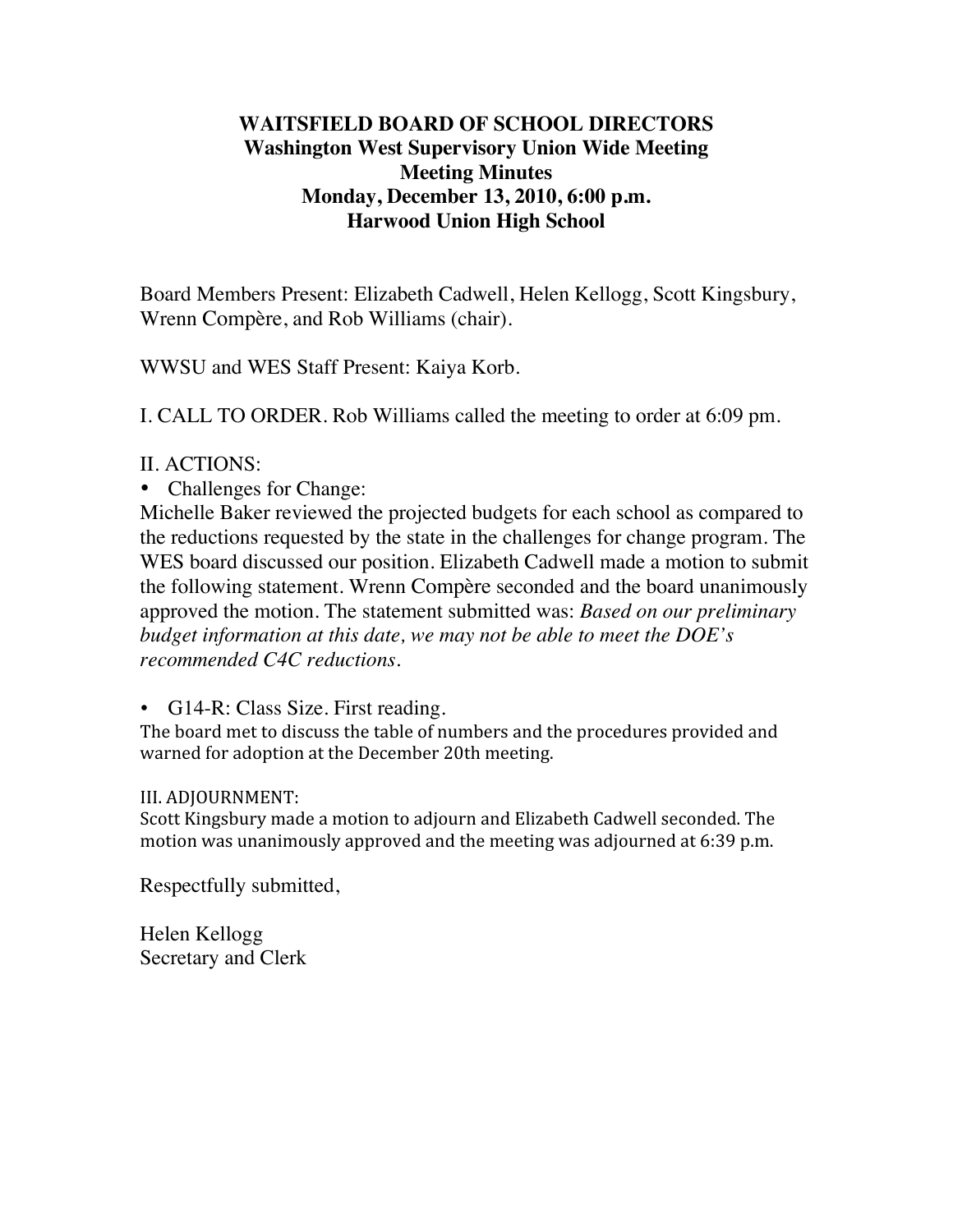# WAITSFIELD BOARD OF SCHOOL DIRECTORS

## Washington West Supervisory Union Wide Meeting

## Meeting Minutes

## Monday, December 13, 2010, 6:00 p.m.

## Harwood Union High School

Board Members Present: Elizabeth Cadwell, Helen Kellogg, Scott Kingsbury, Wrenn Compère, and Rob Williams (chair).

WWSU and WES Staff Present: Kaiya Korb.

I. CALL TO ORDER. Rob Williams called the meeting to order at 6:09 pm.

II. ACTIONS:

- Challenges for Change:

Michelle Baker reviewed the projected budgets for each school as compared to the reductions requested by the state in the challenges for change program. The WES board discussed our position. Elizabeth Cadwell made a motion to submit the following statement. Wrenn Compère seconded and the board unanimously approved the motion. The statement submitted was: *Based on our preliminary budget information at this date, we may not be able to meet the DOE's recommended C4C reductions.*

- G14-R: Class Size. First reading.

The board met to discuss the table of numbers and the procedures provided and warned for adoption at the December 20th meeting.

III. ADJOURNMENT:

Scott Kingsbury made a motion to adjourn and Elizabeth Cadwell seconded. The motion was unanimously approved and the meeting was adjourned at 6:39 p.m.

Respectfully submitted,

Helen Kellogg
Secretary and Clerk